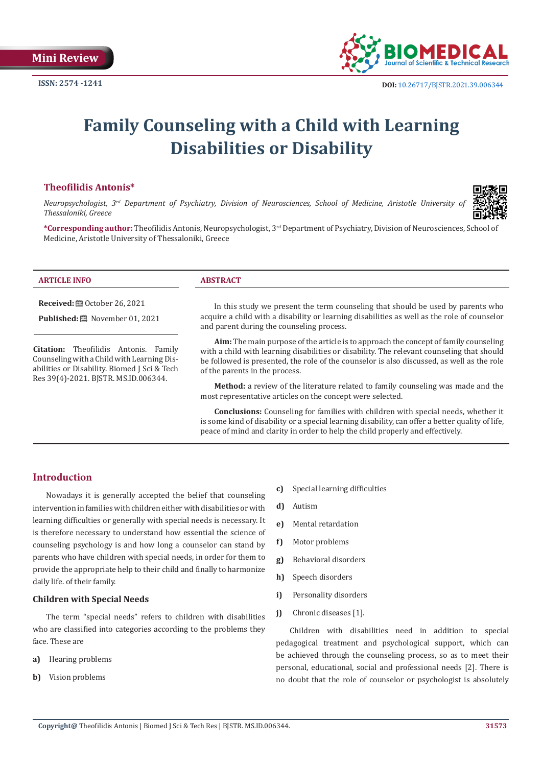Mini Review

ISSN: 2574 -1241

DOI: 10.26717/BJSTR.2021.39.006344

# Family Counseling with a Child with Learning Disabilities or Disability

**Theofilidis Antonis***

*Neuropsychologist, 3rd Department of Psychiatry, Division of Neurosciences, School of Medicine, Aristotle University of Thessaloniki, Greece*

***Corresponding author:** Theofilidis Antonis, Neuropsychologist, 3rd Department of Psychiatry, Division of Neurosciences, School of Medicine, Aristotle University of Thessaloniki, Greece

**ARTICLE INFO**

**Received:** October 26, 2021

**Published:** November 01, 2021

**Citation:** Theofilidis Antonis. Family Counseling with a Child with Learning Disabilities or Disability. Biomed J Sci & Tech Res 39(4)-2021. BJSTR. MS.ID.006344.

**ABSTRACT**

In this study we present the term counseling that should be used by parents who acquire a child with a disability or learning disabilities as well as the role of counselor and parent during the counseling process.

**Aim:** The main purpose of the article is to approach the concept of family counseling with a child with learning disabilities or disability. The relevant counseling that should be followed is presented, the role of the counselor is also discussed, as well as the role of the parents in the process.

**Method:** a review of the literature related to family counseling was made and the most representative articles on the concept were selected.

**Conclusions:** Counseling for families with children with special needs, whether it is some kind of disability or a special learning disability, can offer a better quality of life, peace of mind and clarity in order to help the child properly and effectively.

## Introduction

Nowadays it is generally accepted the belief that counseling intervention in families with children either with disabilities or with learning difficulties or generally with special needs is necessary. It is therefore necessary to understand how essential the science of counseling psychology is and how long a counselor can stand by parents who have children with special needs, in order for them to provide the appropriate help to their child and finally to harmonize daily life. of their family.

### Children with Special Needs

The term "special needs" refers to children with disabilities who are classified into categories according to the problems they face. These are

- **a)** Hearing problems
- **b)** Vision problems
- **c)** Special learning difficulties
- **d)** Autism
- **e)** Mental retardation
- **f)** Motor problems
- **g)** Behavioral disorders
- **h)** Speech disorders
- **i)** Personality disorders
- **j)** Chronic diseases [1].

Children with disabilities need in addition to special pedagogical treatment and psychological support, which can be achieved through the counseling process, so as to meet their personal, educational, social and professional needs [2]. There is no doubt that the role of counselor or psychologist is absolutely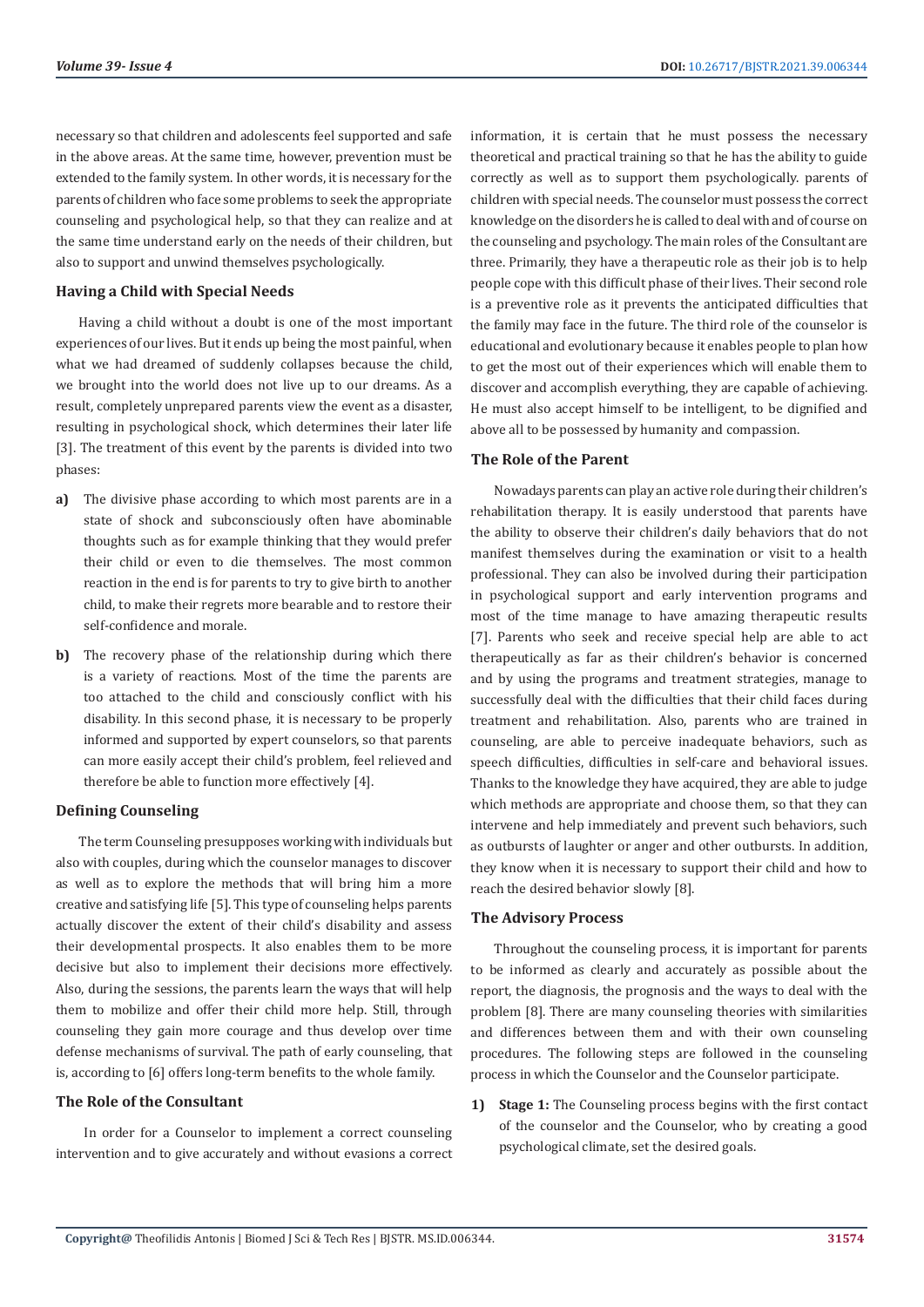necessary so that children and adolescents feel supported and safe in the above areas. At the same time, however, prevention must be extended to the family system. In other words, it is necessary for the parents of children who face some problems to seek the appropriate counseling and psychological help, so that they can realize and at the same time understand early on the needs of their children, but also to support and unwind themselves psychologically.

## Having a Child with Special Needs

Having a child without a doubt is one of the most important experiences of our lives. But it ends up being the most painful, when what we had dreamed of suddenly collapses because the child, we brought into the world does not live up to our dreams. As a result, completely unprepared parents view the event as a disaster, resulting in psychological shock, which determines their later life [3]. The treatment of this event by the parents is divided into two phases:

**a)** The divisive phase according to which most parents are in a state of shock and subconsciously often have abominable thoughts such as for example thinking that they would prefer their child or even to die themselves. The most common reaction in the end is for parents to try to give birth to another child, to make their regrets more bearable and to restore their self-confidence and morale.

**b)** The recovery phase of the relationship during which there is a variety of reactions. Most of the time the parents are too attached to the child and consciously conflict with his disability. In this second phase, it is necessary to be properly informed and supported by expert counselors, so that parents can more easily accept their child's problem, feel relieved and therefore be able to function more effectively [4].

## Defining Counseling

The term Counseling presupposes working with individuals but also with couples, during which the counselor manages to discover as well as to explore the methods that will bring him a more creative and satisfying life [5]. This type of counseling helps parents actually discover the extent of their child's disability and assess their developmental prospects. It also enables them to be more decisive but also to implement their decisions more effectively. Also, during the sessions, the parents learn the ways that will help them to mobilize and offer their child more help. Still, through counseling they gain more courage and thus develop over time defense mechanisms of survival. The path of early counseling, that is, according to [6] offers long-term benefits to the whole family.

## The Role of the Consultant

In order for a Counselor to implement a correct counseling intervention and to give accurately and without evasions a correct information, it is certain that he must possess the necessary theoretical and practical training so that he has the ability to guide correctly as well as to support them psychologically. parents of children with special needs. The counselor must possess the correct knowledge on the disorders he is called to deal with and of course on the counseling and psychology. The main roles of the Consultant are three. Primarily, they have a therapeutic role as their job is to help people cope with this difficult phase of their lives. Their second role is a preventive role as it prevents the anticipated difficulties that the family may face in the future. The third role of the counselor is educational and evolutionary because it enables people to plan how to get the most out of their experiences which will enable them to discover and accomplish everything, they are capable of achieving. He must also accept himself to be intelligent, to be dignified and above all to be possessed by humanity and compassion.

## The Role of the Parent

Nowadays parents can play an active role during their children's rehabilitation therapy. It is easily understood that parents have the ability to observe their children's daily behaviors that do not manifest themselves during the examination or visit to a health professional. They can also be involved during their participation in psychological support and early intervention programs and most of the time manage to have amazing therapeutic results [7]. Parents who seek and receive special help are able to act therapeutically as far as their children's behavior is concerned and by using the programs and treatment strategies, manage to successfully deal with the difficulties that their child faces during treatment and rehabilitation. Also, parents who are trained in counseling, are able to perceive inadequate behaviors, such as speech difficulties, difficulties in self-care and behavioral issues. Thanks to the knowledge they have acquired, they are able to judge which methods are appropriate and choose them, so that they can intervene and help immediately and prevent such behaviors, such as outbursts of laughter or anger and other outbursts. In addition, they know when it is necessary to support their child and how to reach the desired behavior slowly [8].

## The Advisory Process

Throughout the counseling process, it is important for parents to be informed as clearly and accurately as possible about the report, the diagnosis, the prognosis and the ways to deal with the problem [8]. There are many counseling theories with similarities and differences between them and with their own counseling procedures. The following steps are followed in the counseling process in which the Counselor and the Counselor participate.

1) **Stage 1:** The Counseling process begins with the first contact of the counselor and the Counselor, who by creating a good psychological climate, set the desired goals.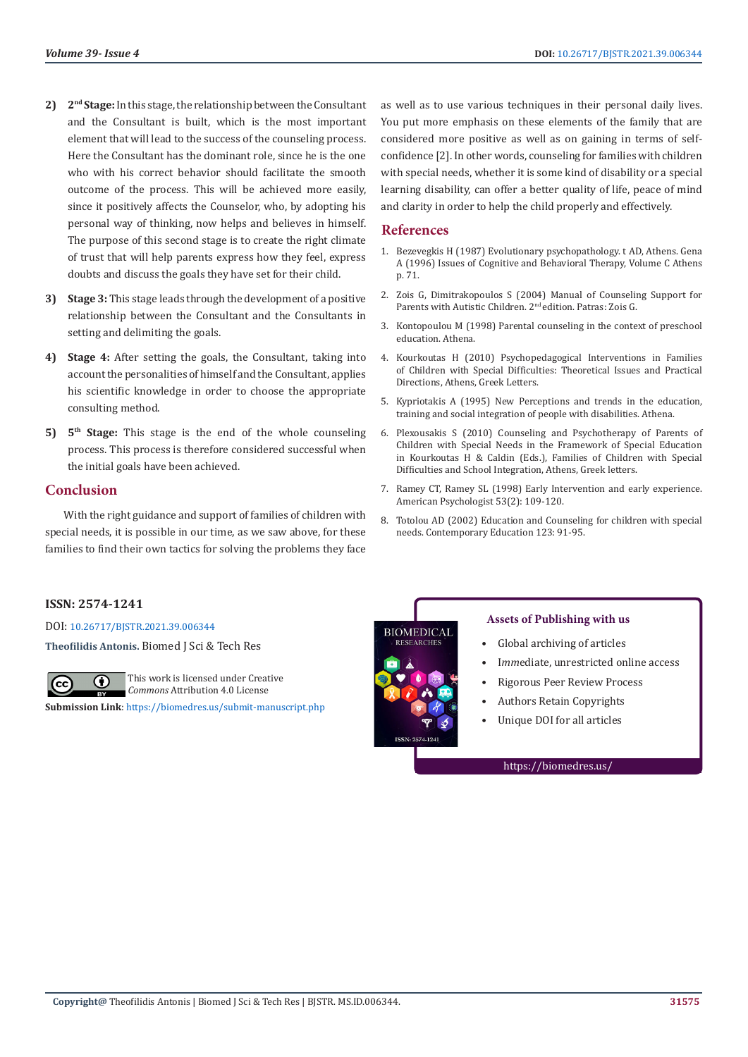2) **2nd Stage:** In this stage, the relationship between the Consultant and the Consultant is built, which is the most important element that will lead to the success of the counseling process. Here the Consultant has the dominant role, since he is the one who with his correct behavior should facilitate the smooth outcome of the process. This will be achieved more easily, since it positively affects the Counselor, who, by adopting his personal way of thinking, now helps and believes in himself. The purpose of this second stage is to create the right climate of trust that will help parents express how they feel, express doubts and discuss the goals they have set for their child.

3) **Stage 3:** This stage leads through the development of a positive relationship between the Consultant and the Consultants in setting and delimiting the goals.

4) **Stage 4:** After setting the goals, the Consultant, taking into account the personalities of himself and the Consultant, applies his scientific knowledge in order to choose the appropriate consulting method.

5) **5th Stage:** This stage is the end of the whole counseling process. This process is therefore considered successful when the initial goals have been achieved.

## Conclusion

With the right guidance and support of families of children with special needs, it is possible in our time, as we saw above, for these families to find their own tactics for solving the problems they face as well as to use various techniques in their personal daily lives. You put more emphasis on these elements of the family that are considered more positive as well as on gaining in terms of self-confidence [2]. In other words, counseling for families with children with special needs, whether it is some kind of disability or a special learning disability, can offer a better quality of life, peace of mind and clarity in order to help the child properly and effectively.

## References

1. Bezevegkis H (1987) Evolutionary psychopathology. t AD, Athens. Gena A (1996) Issues of Cognitive and Behavioral Therapy, Volume C Athens p. 71.
2. Zois G, Dimitrakopoulos S (2004) Manual of Counseling Support for Parents with Autistic Children. 2nd edition. Patras: Zois G.
3. Kontopoulou M (1998) Parental counseling in the context of preschool education. Athena.
4. Kourkoutas H (2010) Psychopedagogical Interventions in Families of Children with Special Difficulties: Theoretical Issues and Practical Directions, Athens, Greek Letters.
5. Kypriotakis A (1995) New Perceptions and trends in the education, training and social integration of people with disabilities. Athena.
6. Plexousakis S (2010) Counseling and Psychotherapy of Parents of Children with Special Needs in the Framework of Special Education in Kourkoutas H & Caldin (Eds.), Families of Children with Special Difficulties and School Integration, Athens, Greek letters.
7. Ramey CT, Ramey SL (1998) Early Intervention and early experience. American Psychologist 53(2): 109-120.
8. Totolou AD (2002) Education and Counseling for children with special needs. Contemporary Education 123: 91-95.

**ISSN: 2574-1241**

DOI: 10.26717/BJSTR.2021.39.006344

**Theofilidis Antonis.** Biomed J Sci & Tech Res

This work is licensed under Creative *Commons* Attribution 4.0 License

**Submission Link**: https://biomedres.us/submit-manuscript.php

BIOMEDICAL RESEARCHES

ISSN: 2574-1241

**Assets of Publishing with us**

- Global archiving of articles
- Immediate, unrestricted online access
- Rigorous Peer Review Process
- Authors Retain Copyrights
- Unique DOI for all articles

https://biomedres.us/